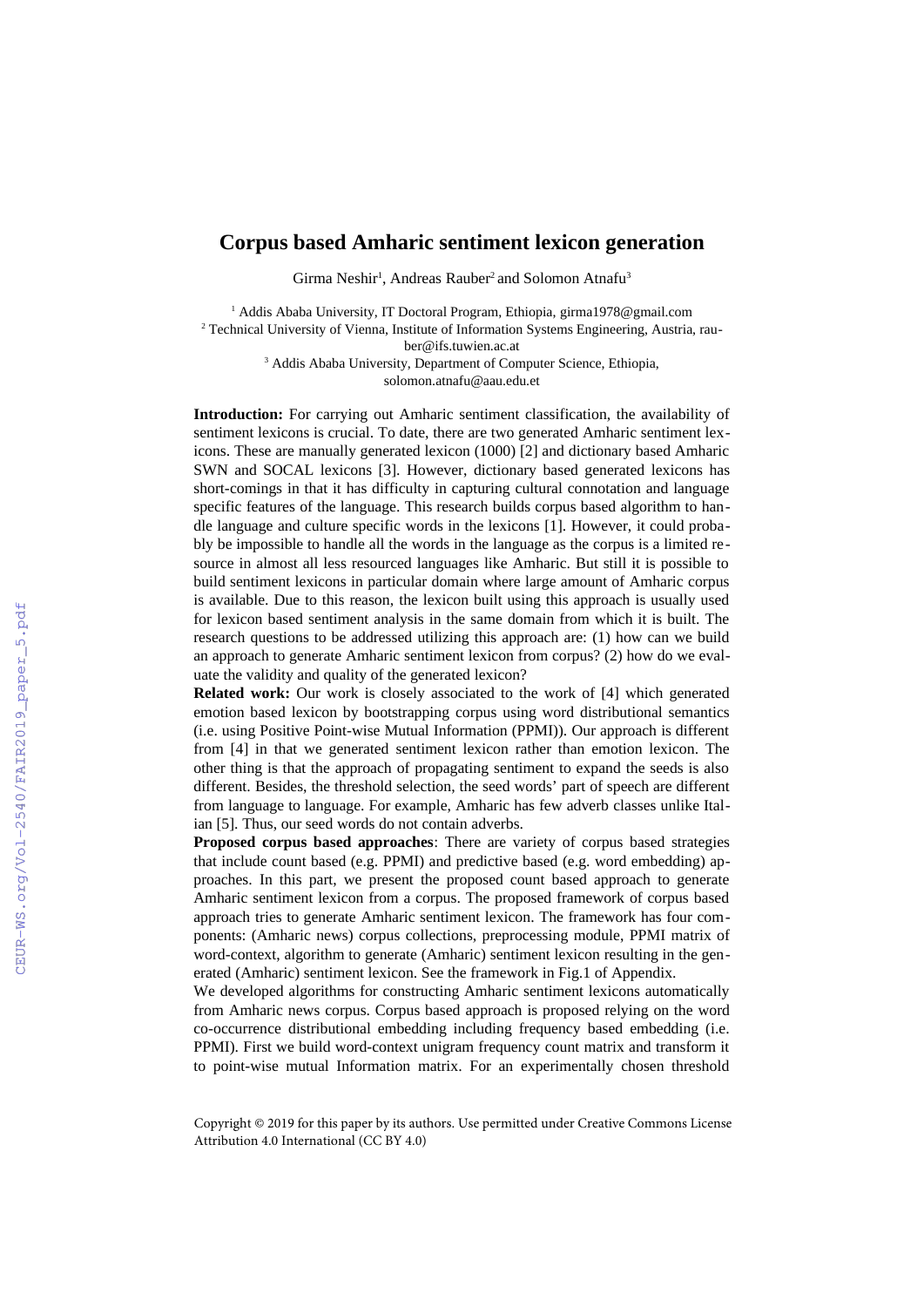# Corpus based Amharic sentiment lexicon generation

Girma Neshir[1], Andreas Rauber[2] and Solomon Atnafu[3]

[1] Addis Ababa University, IT Doctoral Program, Ethiopia, girma1978@gmail.com
[2] Technical University of Vienna, Institute of Information Systems Engineering, Austria, rauber@ifs.tuwien.ac.at
[3] Addis Ababa University, Department of Computer Science, Ethiopia, solomon.atnafu@aau.edu.et

**Introduction:** For carrying out Amharic sentiment classification, the availability of sentiment lexicons is crucial. To date, there are two generated Amharic sentiment lexicons. These are manually generated lexicon (1000) [2] and dictionary based Amharic SWN and SOCAL lexicons [3]. However, dictionary based generated lexicons has short-comings in that it has difficulty in capturing cultural connotation and language specific features of the language. This research builds corpus based algorithm to handle language and culture specific words in the lexicons [1]. However, it could probably be impossible to handle all the words in the language as the corpus is a limited resource in almost all less resourced languages like Amharic. But still it is possible to build sentiment lexicons in particular domain where large amount of Amharic corpus is available. Due to this reason, the lexicon built using this approach is usually used for lexicon based sentiment analysis in the same domain from which it is built. The research questions to be addressed utilizing this approach are: (1) how can we build an approach to generate Amharic sentiment lexicon from corpus? (2) how do we evaluate the validity and quality of the generated lexicon?

**Related work:** Our work is closely associated to the work of [4] which generated emotion based lexicon by bootstrapping corpus using word distributional semantics (i.e. using Positive Point-wise Mutual Information (PPMI)). Our approach is different from [4] in that we generated sentiment lexicon rather than emotion lexicon. The other thing is that the approach of propagating sentiment to expand the seeds is also different. Besides, the threshold selection, the seed words' part of speech are different from language to language. For example, Amharic has few adverb classes unlike Italian [5]. Thus, our seed words do not contain adverbs.

**Proposed corpus based approaches**: There are variety of corpus based strategies that include count based (e.g. PPMI) and predictive based (e.g. word embedding) approaches. In this part, we present the proposed count based approach to generate Amharic sentiment lexicon from a corpus. The proposed framework of corpus based approach tries to generate Amharic sentiment lexicon. The framework has four components: (Amharic news) corpus collections, preprocessing module, PPMI matrix of word-context, algorithm to generate (Amharic) sentiment lexicon resulting in the generated (Amharic) sentiment lexicon. See the framework in Fig.1 of Appendix.

We developed algorithms for constructing Amharic sentiment lexicons automatically from Amharic news corpus. Corpus based approach is proposed relying on the word co-occurrence distributional embedding including frequency based embedding (i.e. PPMI). First we build word-context unigram frequency count matrix and transform it to point-wise mutual Information matrix. For an experimentally chosen threshold

Copyright © 2019 for this paper by its authors. Use permitted under Creative Commons License Attribution 4.0 International (CC BY 4.0)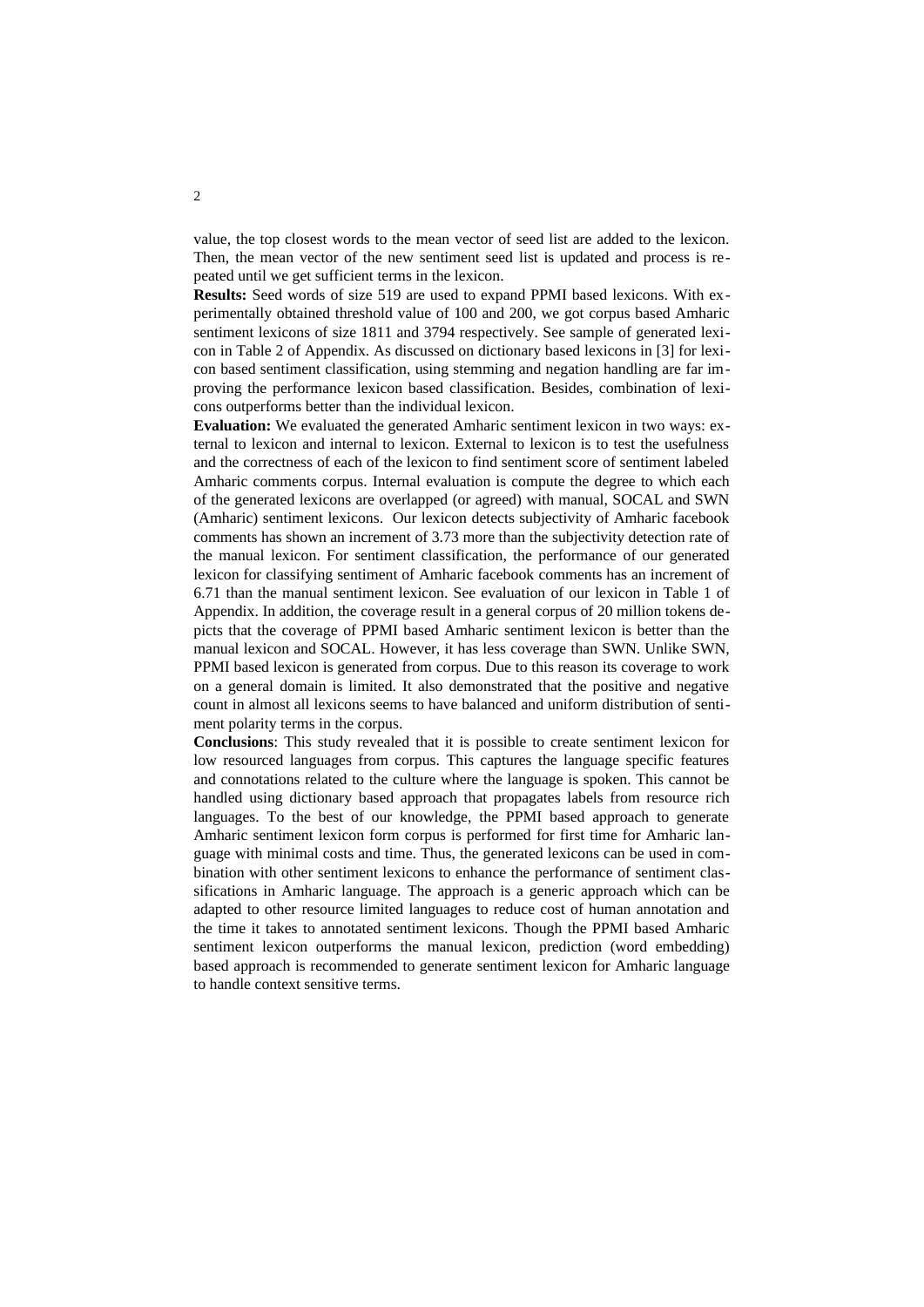value, the top closest words to the mean vector of seed list are added to the lexicon. Then, the mean vector of the new sentiment seed list is updated and process is repeated until we get sufficient terms in the lexicon.

**Results:** Seed words of size 519 are used to expand PPMI based lexicons. With experimentally obtained threshold value of 100 and 200, we got corpus based Amharic sentiment lexicons of size 1811 and 3794 respectively. See sample of generated lexicon in Table 2 of Appendix. As discussed on dictionary based lexicons in [3] for lexicon based sentiment classification, using stemming and negation handling are far improving the performance lexicon based classification. Besides, combination of lexicons outperforms better than the individual lexicon.

**Evaluation:** We evaluated the generated Amharic sentiment lexicon in two ways: external to lexicon and internal to lexicon. External to lexicon is to test the usefulness and the correctness of each of the lexicon to find sentiment score of sentiment labeled Amharic comments corpus. Internal evaluation is compute the degree to which each of the generated lexicons are overlapped (or agreed) with manual, SOCAL and SWN (Amharic) sentiment lexicons. Our lexicon detects subjectivity of Amharic facebook comments has shown an increment of 3.73 more than the subjectivity detection rate of the manual lexicon. For sentiment classification, the performance of our generated lexicon for classifying sentiment of Amharic facebook comments has an increment of 6.71 than the manual sentiment lexicon. See evaluation of our lexicon in Table 1 of Appendix. In addition, the coverage result in a general corpus of 20 million tokens depicts that the coverage of PPMI based Amharic sentiment lexicon is better than the manual lexicon and SOCAL. However, it has less coverage than SWN. Unlike SWN, PPMI based lexicon is generated from corpus. Due to this reason its coverage to work on a general domain is limited. It also demonstrated that the positive and negative count in almost all lexicons seems to have balanced and uniform distribution of sentiment polarity terms in the corpus.

**Conclusions**: This study revealed that it is possible to create sentiment lexicon for low resourced languages from corpus. This captures the language specific features and connotations related to the culture where the language is spoken. This cannot be handled using dictionary based approach that propagates labels from resource rich languages. To the best of our knowledge, the PPMI based approach to generate Amharic sentiment lexicon form corpus is performed for first time for Amharic language with minimal costs and time. Thus, the generated lexicons can be used in combination with other sentiment lexicons to enhance the performance of sentiment classifications in Amharic language. The approach is a generic approach which can be adapted to other resource limited languages to reduce cost of human annotation and the time it takes to annotated sentiment lexicons. Though the PPMI based Amharic sentiment lexicon outperforms the manual lexicon, prediction (word embedding) based approach is recommended to generate sentiment lexicon for Amharic language to handle context sensitive terms.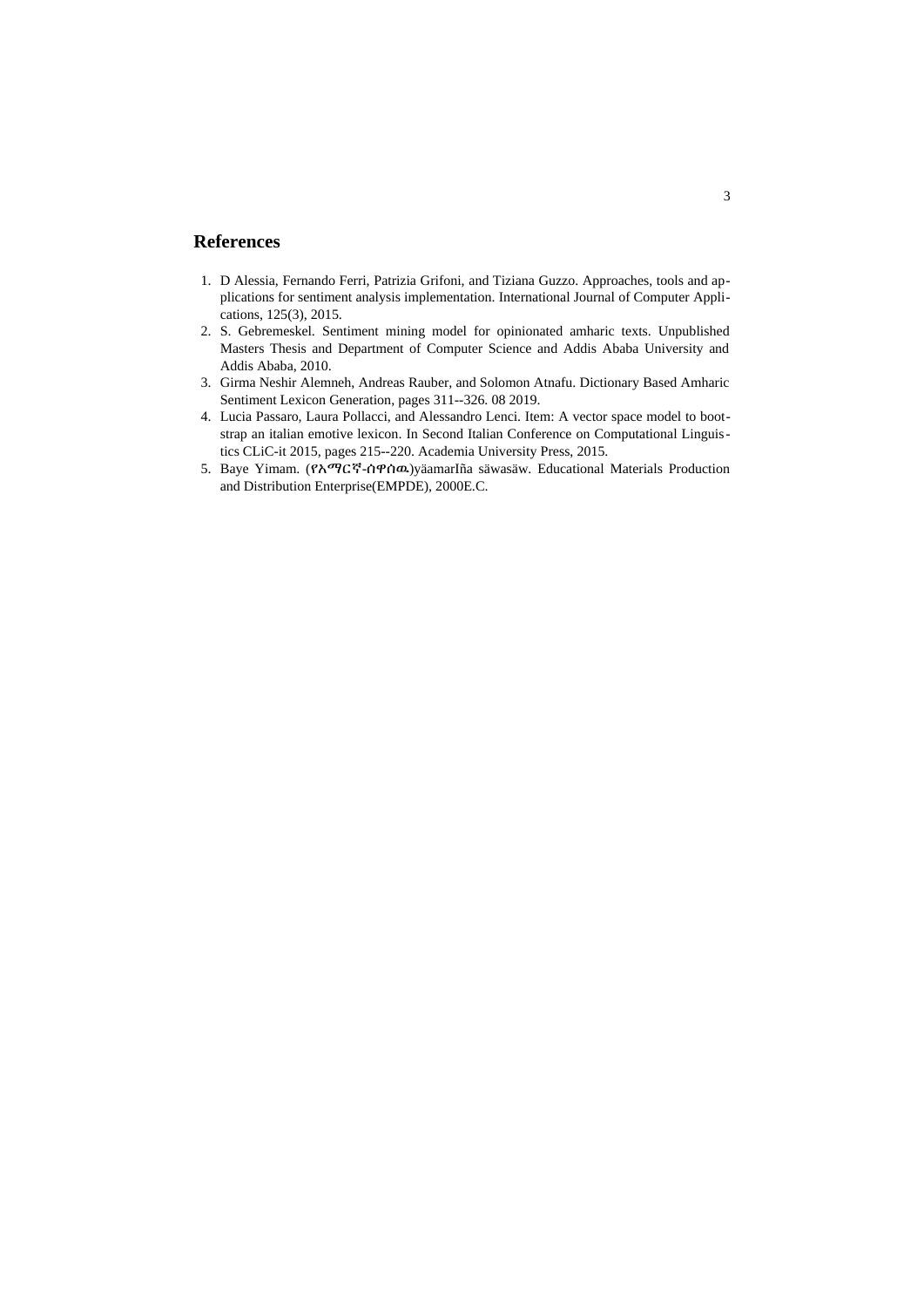## References

1. D Alessia, Fernando Ferri, Patrizia Grifoni, and Tiziana Guzzo. Approaches, tools and applications for sentiment analysis implementation. International Journal of Computer Applications, 125(3), 2015.
2. S. Gebremeskel. Sentiment mining model for opinionated amharic texts. Unpublished Masters Thesis and Department of Computer Science and Addis Ababa University and Addis Ababa, 2010.
3. Girma Neshir Alemneh, Andreas Rauber, and Solomon Atnafu. Dictionary Based Amharic Sentiment Lexicon Generation, pages 311--326. 08 2019.
4. Lucia Passaro, Laura Pollacci, and Alessandro Lenci. Item: A vector space model to bootstrap an italian emotive lexicon. In Second Italian Conference on Computational Linguistics CLiC-it 2015, pages 215--220. Academia University Press, 2015.
5. Baye Yimam. (የአማርኛ-ሰዋሰዉ)yäamarIña säwasäw. Educational Materials Production and Distribution Enterprise(EMPDE), 2000E.C.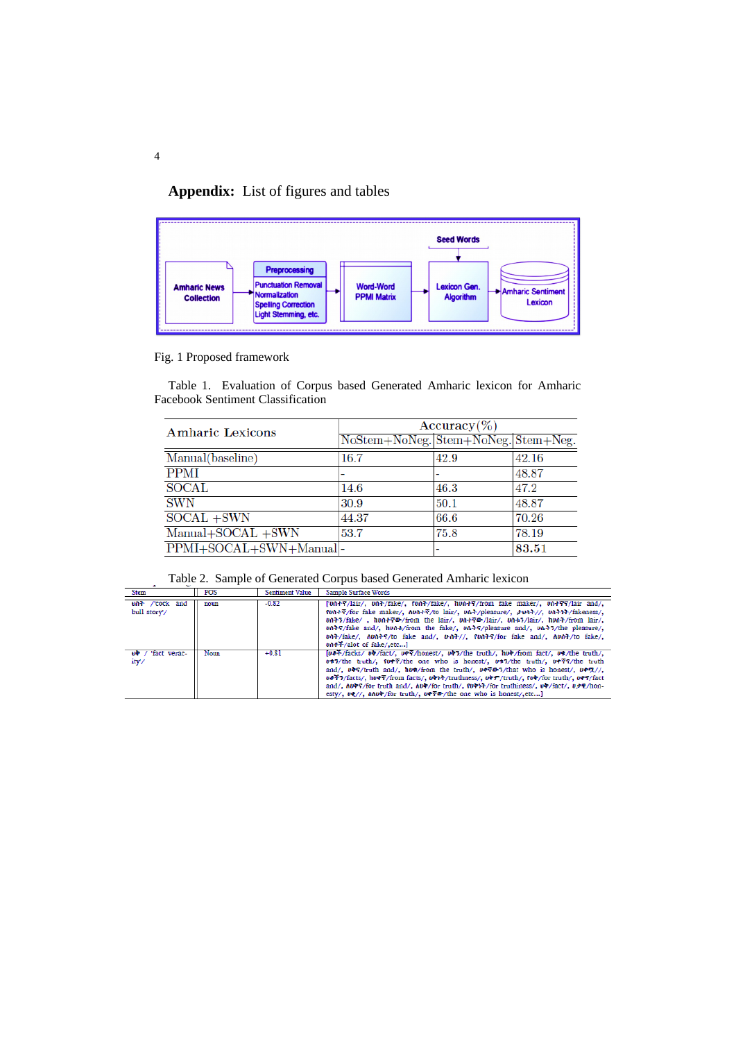## **Appendix:** List of figures and tables

Seed Words

Amharic News Collection

Preprocessing

Punctuation Removal
Normalization
Spelling Correction
Light Stemming, etc.

Word-Word PPMI Matrix

Lexicon Gen. Algorithm

Amharic Sentiment Lexicon

Fig. 1 Proposed framework

Table 1. Evaluation of Corpus based Generated Amharic lexicon for Amharic Facebook Sentiment Classification

| Amharic Lexicons | Accuracy(%) | | |
|---|---|---|---|
| | NoStem+NoNeg. | Stem+NoNeg. | Stem+Neg. |
| Manual(baseline) | 16.7 | 42.9 | 42.16 |
| PPMI | - | - | 48.87 |
| SOCAL | 14.6 | 46.3 | 47.2 |
| SWN | 30.9 | 50.1 | 48.87 |
| SOCAL +SWN | 44.37 | 66.6 | 70.26 |
| Manual+SOCAL +SWN | 53.7 | 75.8 | 78.19 |
| PPMI+SOCAL+SWN+Manual | - | - | **83.51** |

Table 2. Sample of Generated Corpus based Generated Amharic lexicon

| Stem | POS | Sentiment Value | Sample Surface Words |
|---|---|---|---|
| ሀሰት /'cock and bull story'/ | noun | -0.82 | [የሀሰተኛ/lair/, ሀሰት/fake/, የሀሰት/fake/, ከሀሰተኛ/from fake maker/, ሀሰተኛና/lair and/, የሀሰተኛ/for fake maker/, ለሀሰተኛ/to lair/, ሀሰት/pleasure/, ታሀሰት//, ሀሰትነት/fakeness/, ሀሰትን/fake/ , ከሀሰተኛው/from the lair/, ሀሰተኛው/lair/, ሀሰቶች/lair/, ከሀሰት/from lair/, ሀሰትና/fake and/, ከሀሰቱ/from the fake/, ሀሰትና/pleasure and/, ሀሰቱን/the pleasure/, ሀሰት/fake/, ለሀሰትና/to fake and/, ሁሰት//, የሀሰትና/for fake and/, ለሀሰት/to fake/, ሀሰቶች/alot of fake/,etc...] |
| ሀቅ / 'fact veracity'/ | Noun | +0.81 | [ሀቆች/facks/ ሀቅ/fact/, ሀቀኛ/honest/, ሀቁን/the truth/, ከሀቅ/from fact/, ሀቁ/the truth/, ሀቀን/the truth/, የሀቀኛ/the one who is honest/, ሀቁን/the truth/, ሀቀኞች/the truth and/, ሀቅና/truth and/, ከሀቁ/from the truth/, ሀቀኛውን/that who is honest/, ሀቀኛ//, ሀቆችን/facts/, ከሀቆች/from facts/, ሀቅነት/truthness/, ሀቅም/truth/, የሀቅ/for truth/, ሀቅና/fact and/, ለሀቅና/for truth and/, ለሀቅ/for truth/, የሀቅነት/for truthiness/, ሀቅ/fact/, ሀቀኛ/honesty/, ሀቂ//, ለሀቅ/for truth/, ሀቀኛው/the one who is honest/,etc...] |